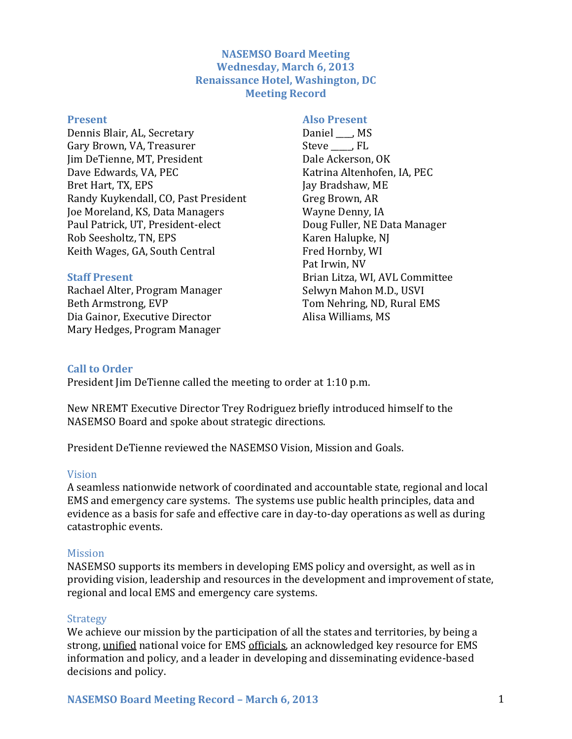# NASEMSO Board Meeting
## Wednesday, March 6, 2013
## Renaissance Hotel, Washington, DC
## Meeting Record

### Present

Dennis Blair, AL, Secretary
Gary Brown, VA, Treasurer
Jim DeTienne, MT, President
Dave Edwards, VA, PEC
Bret Hart, TX, EPS
Randy Kuykendall, CO, Past President
Joe Moreland, KS, Data Managers
Paul Patrick, UT, President-elect
Rob Seesholtz, TN, EPS
Keith Wages, GA, South Central

### Staff Present

Rachael Alter, Program Manager
Beth Armstrong, EVP
Dia Gainor, Executive Director
Mary Hedges, Program Manager

### Also Present

Daniel ____, MS
Steve _____, FL
Dale Ackerson, OK
Katrina Altenhofen, IA, PEC
Jay Bradshaw, ME
Greg Brown, AR
Wayne Denny, IA
Doug Fuller, NE Data Manager
Karen Halupke, NJ
Fred Hornby, WI
Pat Irwin, NV
Brian Litza, WI, AVL Committee
Selwyn Mahon M.D., USVI
Tom Nehring, ND, Rural EMS
Alisa Williams, MS

### Call to Order

President Jim DeTienne called the meeting to order at 1:10 p.m.

New NREMT Executive Director Trey Rodriguez briefly introduced himself to the NASEMSO Board and spoke about strategic directions.

President DeTienne reviewed the NASEMSO Vision, Mission and Goals.

#### Vision

A seamless nationwide network of coordinated and accountable state, regional and local EMS and emergency care systems. The systems use public health principles, data and evidence as a basis for safe and effective care in day-to-day operations as well as during catastrophic events.

#### Mission

NASEMSO supports its members in developing EMS policy and oversight, as well as in providing vision, leadership and resources in the development and improvement of state, regional and local EMS and emergency care systems.

#### Strategy

We achieve our mission by the participation of all the states and territories, by being a strong, <u>unified</u> national voice for EMS <u>officials</u>, an acknowledged key resource for EMS information and policy, and a leader in developing and disseminating evidence-based decisions and policy.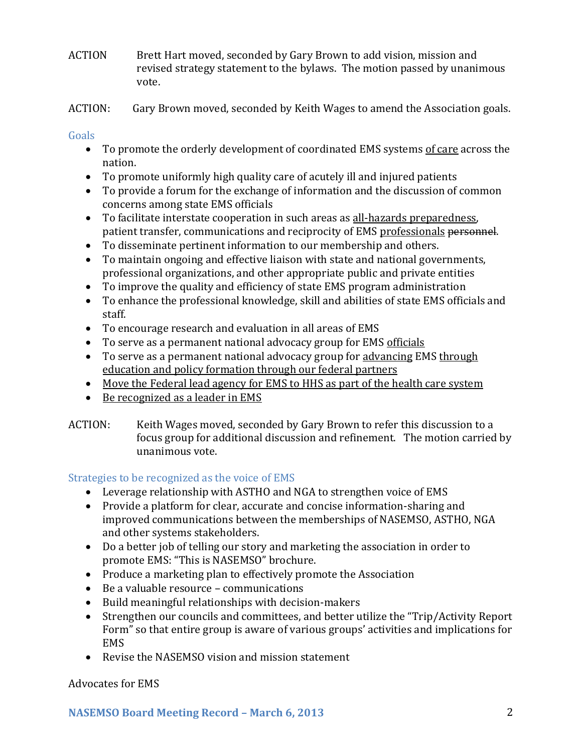ACTION Brett Hart moved, seconded by Gary Brown to add vision, mission and revised strategy statement to the bylaws. The motion passed by unanimous vote.

ACTION: Gary Brown moved, seconded by Keith Wages to amend the Association goals.

## Goals

- To promote the orderly development of coordinated EMS systems <u>of care</u> across the nation.
- To promote uniformly high quality care of acutely ill and injured patients
- To provide a forum for the exchange of information and the discussion of common concerns among state EMS officials
- To facilitate interstate cooperation in such areas as <u>all-hazards preparedness</u>, patient transfer, communications and reciprocity of EMS <u>professionals</u> ~~personnel~~.
- To disseminate pertinent information to our membership and others.
- To maintain ongoing and effective liaison with state and national governments, professional organizations, and other appropriate public and private entities
- To improve the quality and efficiency of state EMS program administration
- To enhance the professional knowledge, skill and abilities of state EMS officials and staff.
- To encourage research and evaluation in all areas of EMS
- To serve as a permanent national advocacy group for EMS <u>officials</u>
- To serve as a permanent national advocacy group for <u>advancing</u> EMS <u>through education and policy formation through our federal partners</u>
- <u>Move the Federal lead agency for EMS to HHS as part of the health care system</u>
- <u>Be recognized as a leader in EMS</u>

ACTION: Keith Wages moved, seconded by Gary Brown to refer this discussion to a focus group for additional discussion and refinement. The motion carried by unanimous vote.

## Strategies to be recognized as the voice of EMS

- Leverage relationship with ASTHO and NGA to strengthen voice of EMS
- Provide a platform for clear, accurate and concise information-sharing and improved communications between the memberships of NASEMSO, ASTHO, NGA and other systems stakeholders.
- Do a better job of telling our story and marketing the association in order to promote EMS: "This is NASEMSO" brochure.
- Produce a marketing plan to effectively promote the Association
- Be a valuable resource – communications
- Build meaningful relationships with decision-makers
- Strengthen our councils and committees, and better utilize the "Trip/Activity Report Form" so that entire group is aware of various groups' activities and implications for EMS
- Revise the NASEMSO vision and mission statement

Advocates for EMS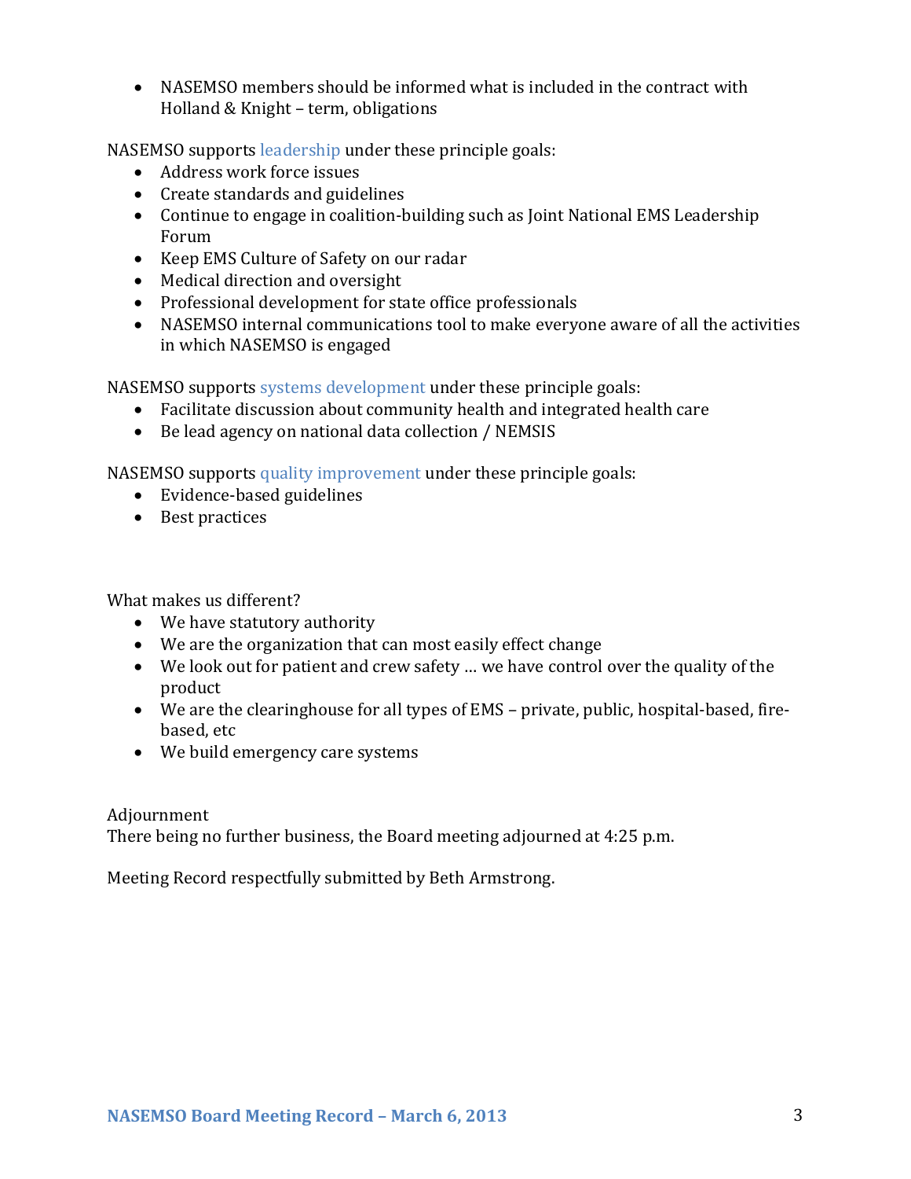- NASEMSO members should be informed what is included in the contract with Holland & Knight – term, obligations

NASEMSO supports leadership under these principle goals:

- Address work force issues
- Create standards and guidelines
- Continue to engage in coalition-building such as Joint National EMS Leadership Forum
- Keep EMS Culture of Safety on our radar
- Medical direction and oversight
- Professional development for state office professionals
- NASEMSO internal communications tool to make everyone aware of all the activities in which NASEMSO is engaged

NASEMSO supports systems development under these principle goals:

- Facilitate discussion about community health and integrated health care
- Be lead agency on national data collection / NEMSIS

NASEMSO supports quality improvement under these principle goals:

- Evidence-based guidelines
- Best practices

What makes us different?

- We have statutory authority
- We are the organization that can most easily effect change
- We look out for patient and crew safety … we have control over the quality of the product
- We are the clearinghouse for all types of EMS – private, public, hospital-based, fire-based, etc
- We build emergency care systems

Adjournment

There being no further business, the Board meeting adjourned at 4:25 p.m.

Meeting Record respectfully submitted by Beth Armstrong.